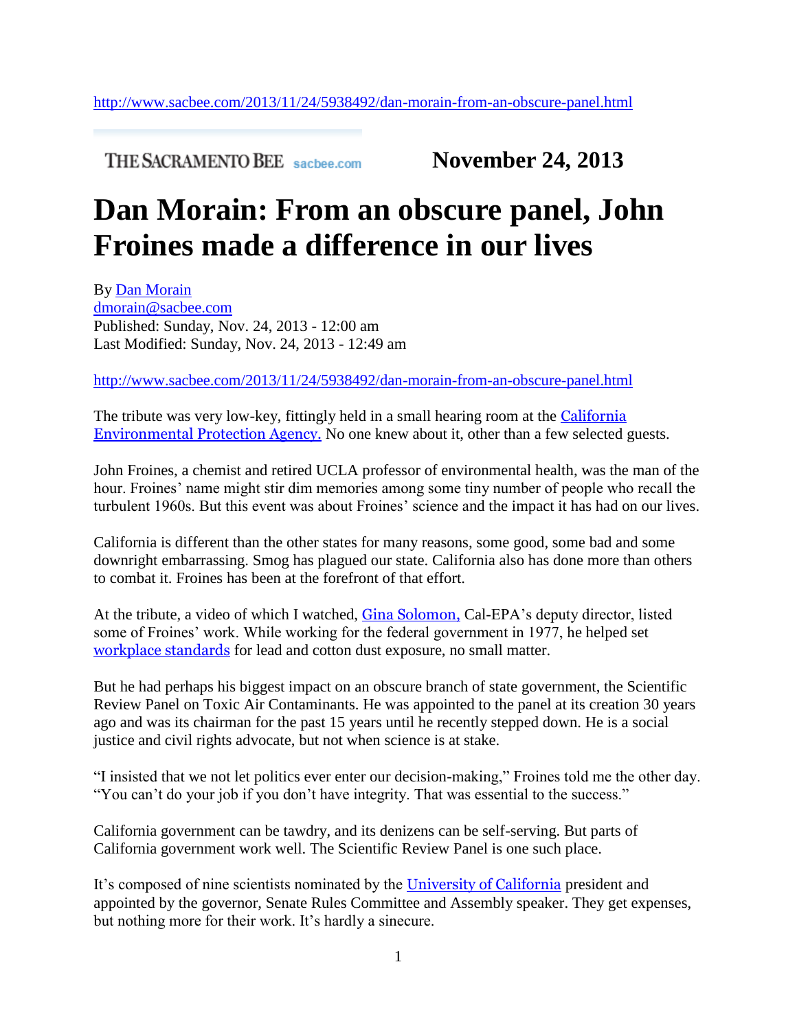http://www.sacbee.com/2013/11/24/5938492/dan-morain-from-an-obscure-panel.html

THE SACRAMENTO BEE sacbee.com **November 24, 2013**

# Dan Morain: From an obscure panel, John Froines made a difference in our lives

By Dan Morain
dmorain@sacbee.com
Published: Sunday, Nov. 24, 2013 - 12:00 am
Last Modified: Sunday, Nov. 24, 2013 - 12:49 am

http://www.sacbee.com/2013/11/24/5938492/dan-morain-from-an-obscure-panel.html

The tribute was very low-key, fittingly held in a small hearing room at the California Environmental Protection Agency. No one knew about it, other than a few selected guests.

John Froines, a chemist and retired UCLA professor of environmental health, was the man of the hour. Froines' name might stir dim memories among some tiny number of people who recall the turbulent 1960s. But this event was about Froines' science and the impact it has had on our lives.

California is different than the other states for many reasons, some good, some bad and some downright embarrassing. Smog has plagued our state. California also has done more than others to combat it. Froines has been at the forefront of that effort.

At the tribute, a video of which I watched, Gina Solomon, Cal-EPA's deputy director, listed some of Froines' work. While working for the federal government in 1977, he helped set workplace standards for lead and cotton dust exposure, no small matter.

But he had perhaps his biggest impact on an obscure branch of state government, the Scientific Review Panel on Toxic Air Contaminants. He was appointed to the panel at its creation 30 years ago and was its chairman for the past 15 years until he recently stepped down. He is a social justice and civil rights advocate, but not when science is at stake.

"I insisted that we not let politics ever enter our decision-making," Froines told me the other day. "You can't do your job if you don't have integrity. That was essential to the success."

California government can be tawdry, and its denizens can be self-serving. But parts of California government work well. The Scientific Review Panel is one such place.

It's composed of nine scientists nominated by the University of California president and appointed by the governor, Senate Rules Committee and Assembly speaker. They get expenses, but nothing more for their work. It's hardly a sinecure.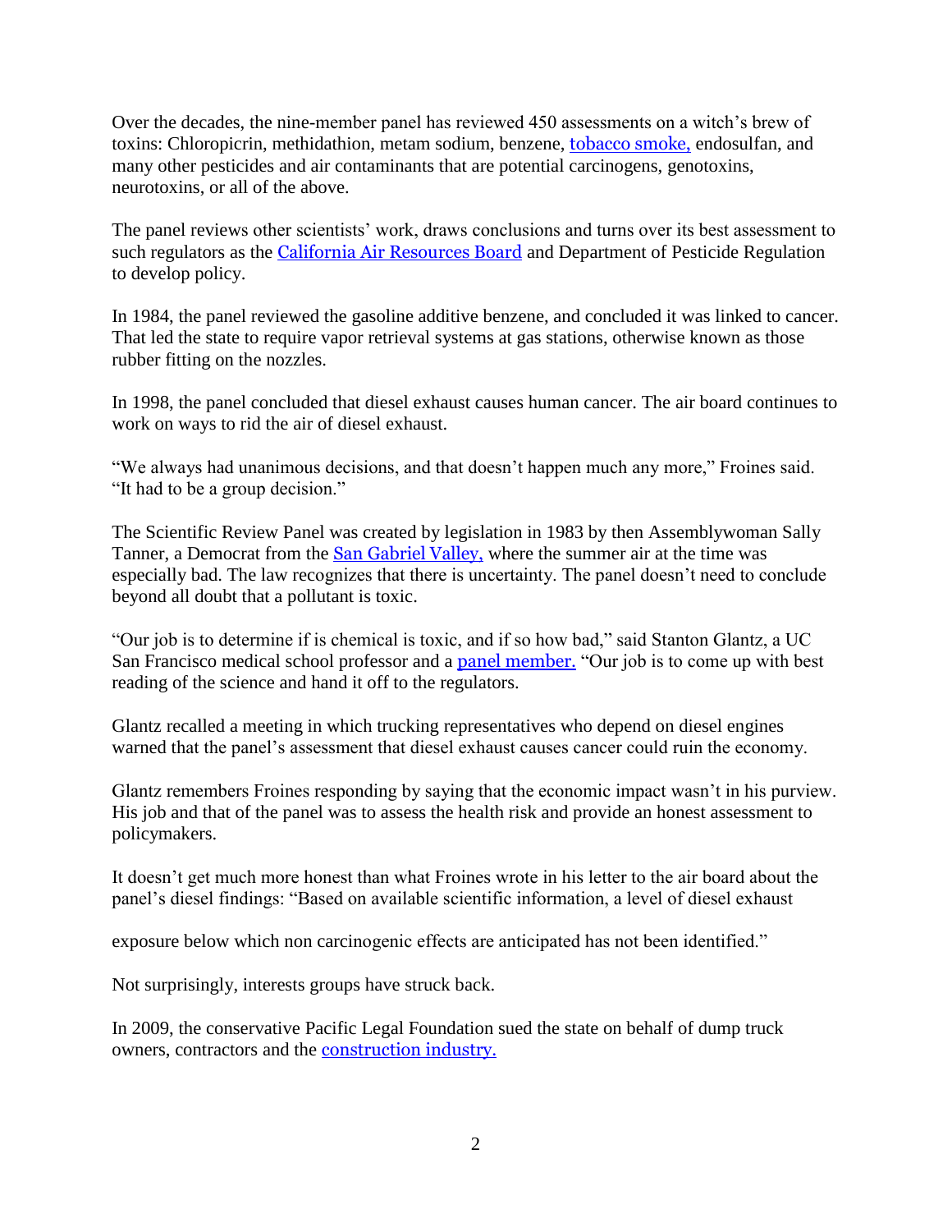Over the decades, the nine-member panel has reviewed 450 assessments on a witch's brew of toxins: Chloropicrin, methidathion, metam sodium, benzene, [tobacco smoke,] endosulfan, and many other pesticides and air contaminants that are potential carcinogens, genotoxins, neurotoxins, or all of the above.

The panel reviews other scientists' work, draws conclusions and turns over its best assessment to such regulators as the [California Air Resources Board] and Department of Pesticide Regulation to develop policy.

In 1984, the panel reviewed the gasoline additive benzene, and concluded it was linked to cancer. That led the state to require vapor retrieval systems at gas stations, otherwise known as those rubber fitting on the nozzles.

In 1998, the panel concluded that diesel exhaust causes human cancer. The air board continues to work on ways to rid the air of diesel exhaust.

"We always had unanimous decisions, and that doesn't happen much any more," Froines said. "It had to be a group decision."

The Scientific Review Panel was created by legislation in 1983 by then Assemblywoman Sally Tanner, a Democrat from the [San Gabriel Valley,] where the summer air at the time was especially bad. The law recognizes that there is uncertainty. The panel doesn't need to conclude beyond all doubt that a pollutant is toxic.

"Our job is to determine if is chemical is toxic, and if so how bad," said Stanton Glantz, a UC San Francisco medical school professor and a [panel member.] "Our job is to come up with best reading of the science and hand it off to the regulators.

Glantz recalled a meeting in which trucking representatives who depend on diesel engines warned that the panel's assessment that diesel exhaust causes cancer could ruin the economy.

Glantz remembers Froines responding by saying that the economic impact wasn't in his purview. His job and that of the panel was to assess the health risk and provide an honest assessment to policymakers.

It doesn't get much more honest than what Froines wrote in his letter to the air board about the panel's diesel findings: "Based on available scientific information, a level of diesel exhaust exposure below which non carcinogenic effects are anticipated has not been identified."

Not surprisingly, interests groups have struck back.

In 2009, the conservative Pacific Legal Foundation sued the state on behalf of dump truck owners, contractors and the [construction industry.]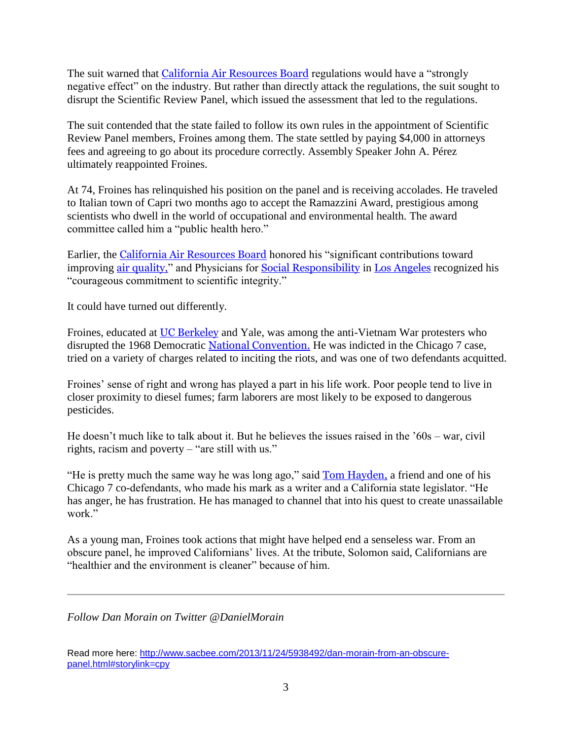The suit warned that California Air Resources Board regulations would have a "strongly negative effect" on the industry. But rather than directly attack the regulations, the suit sought to disrupt the Scientific Review Panel, which issued the assessment that led to the regulations.

The suit contended that the state failed to follow its own rules in the appointment of Scientific Review Panel members, Froines among them. The state settled by paying $4,000 in attorneys fees and agreeing to go about its procedure correctly. Assembly Speaker John A. Pérez ultimately reappointed Froines.

At 74, Froines has relinquished his position on the panel and is receiving accolades. He traveled to Italian town of Capri two months ago to accept the Ramazzini Award, prestigious among scientists who dwell in the world of occupational and environmental health. The award committee called him a "public health hero."

Earlier, the California Air Resources Board honored his "significant contributions toward improving air quality," and Physicians for Social Responsibility in Los Angeles recognized his "courageous commitment to scientific integrity."

It could have turned out differently.

Froines, educated at UC Berkeley and Yale, was among the anti-Vietnam War protesters who disrupted the 1968 Democratic National Convention. He was indicted in the Chicago 7 case, tried on a variety of charges related to inciting the riots, and was one of two defendants acquitted.

Froines' sense of right and wrong has played a part in his life work. Poor people tend to live in closer proximity to diesel fumes; farm laborers are most likely to be exposed to dangerous pesticides.

He doesn't much like to talk about it. But he believes the issues raised in the '60s – war, civil rights, racism and poverty – "are still with us."

"He is pretty much the same way he was long ago," said Tom Hayden, a friend and one of his Chicago 7 co-defendants, who made his mark as a writer and a California state legislator. "He has anger, he has frustration. He has managed to channel that into his quest to create unassailable work."

As a young man, Froines took actions that might have helped end a senseless war. From an obscure panel, he improved Californians' lives. At the tribute, Solomon said, Californians are "healthier and the environment is cleaner" because of him.

---

*Follow Dan Morain on Twitter @DanielMorain*

Read more here: http://www.sacbee.com/2013/11/24/5938492/dan-morain-from-an-obscure-panel.html#storylink=cpy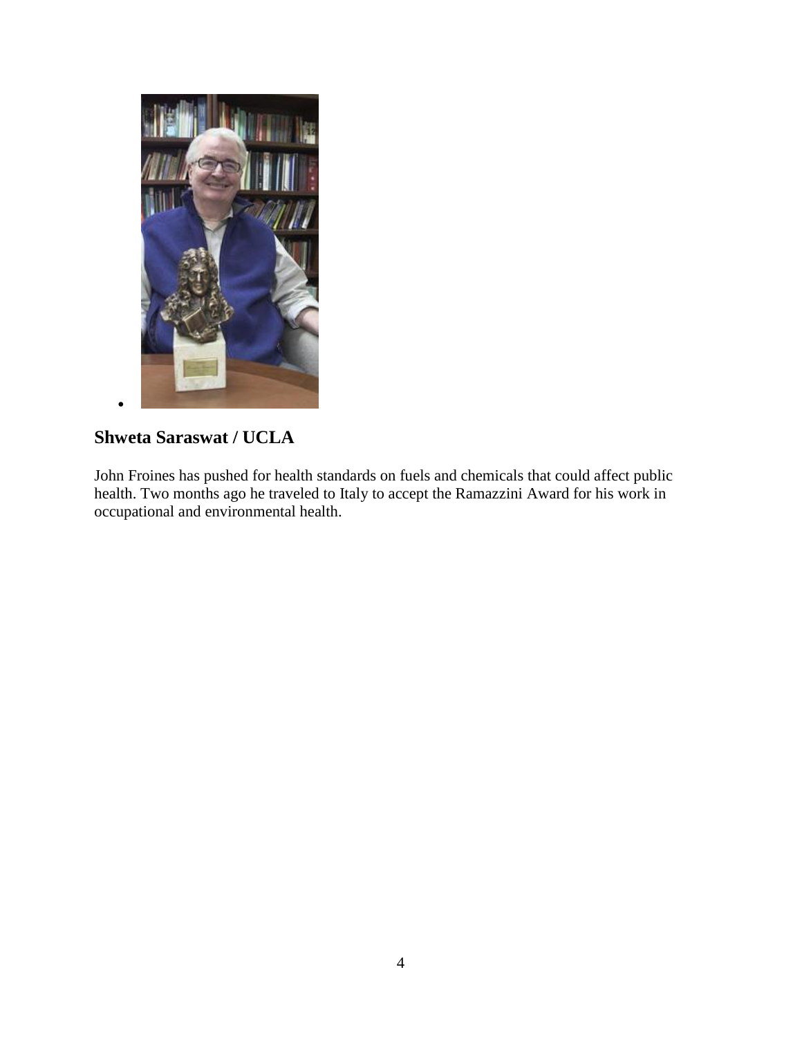## Shweta Saraswat / UCLA

John Froines has pushed for health standards on fuels and chemicals that could affect public health. Two months ago he traveled to Italy to accept the Ramazzini Award for his work in occupational and environmental health.